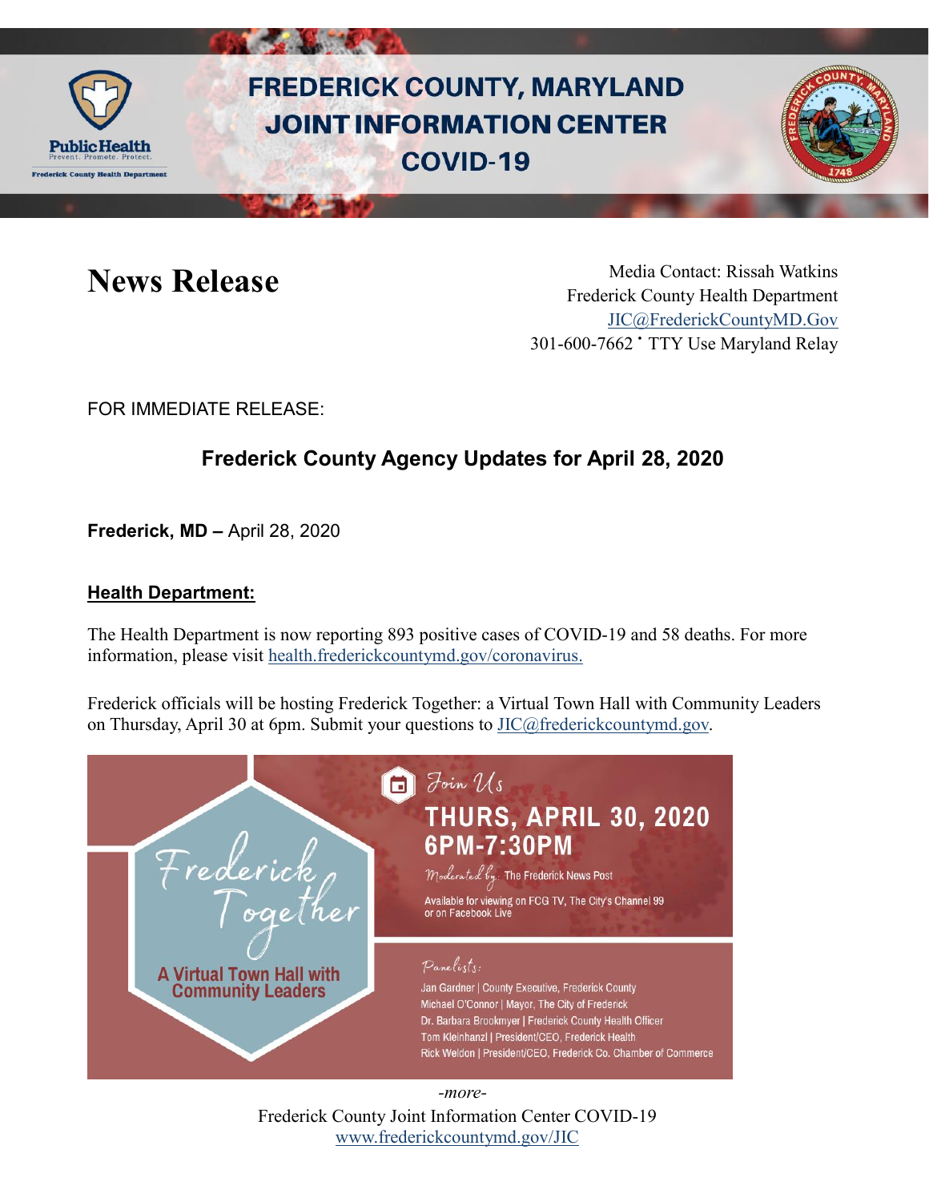# FREDERICK COUNTY, MARYLAND JOINT INFORMATION CENTER COVID-19

# News Release

Media Contact: Rissah Watkins
Frederick County Health Department
JIC@FrederickCountyMD.Gov
301-600-7662 • TTY Use Maryland Relay

FOR IMMEDIATE RELEASE:

## Frederick County Agency Updates for April 28, 2020

**Frederick, MD –** April 28, 2020

### Health Department:

The Health Department is now reporting 893 positive cases of COVID-19 and 58 deaths. For more information, please visit health.frederickcountymd.gov/coronavirus.

Frederick officials will be hosting Frederick Together: a Virtual Town Hall with Community Leaders on Thursday, April 30 at 6pm. Submit your questions to JIC@frederickcountymd.gov.

Frederick Together

A Virtual Town Hall with Community Leaders

Join Us

THURS, APRIL 30, 2020
6PM-7:30PM

Moderated by: The Frederick News Post

Available for viewing on FCG TV, The City's Channel 99 or on Facebook Live

Panelists:

- Jan Gardner | County Executive, Frederick County
- Michael O'Connor | Mayor, The City of Frederick
- Dr. Barbara Brookmyer | Frederick County Health Officer
- Tom Kleinhanzl | President/CEO, Frederick Health
- Rick Weldon | President/CEO, Frederick Co. Chamber of Commerce

*-more-*

Frederick County Joint Information Center COVID-19
www.frederickcountymd.gov/JIC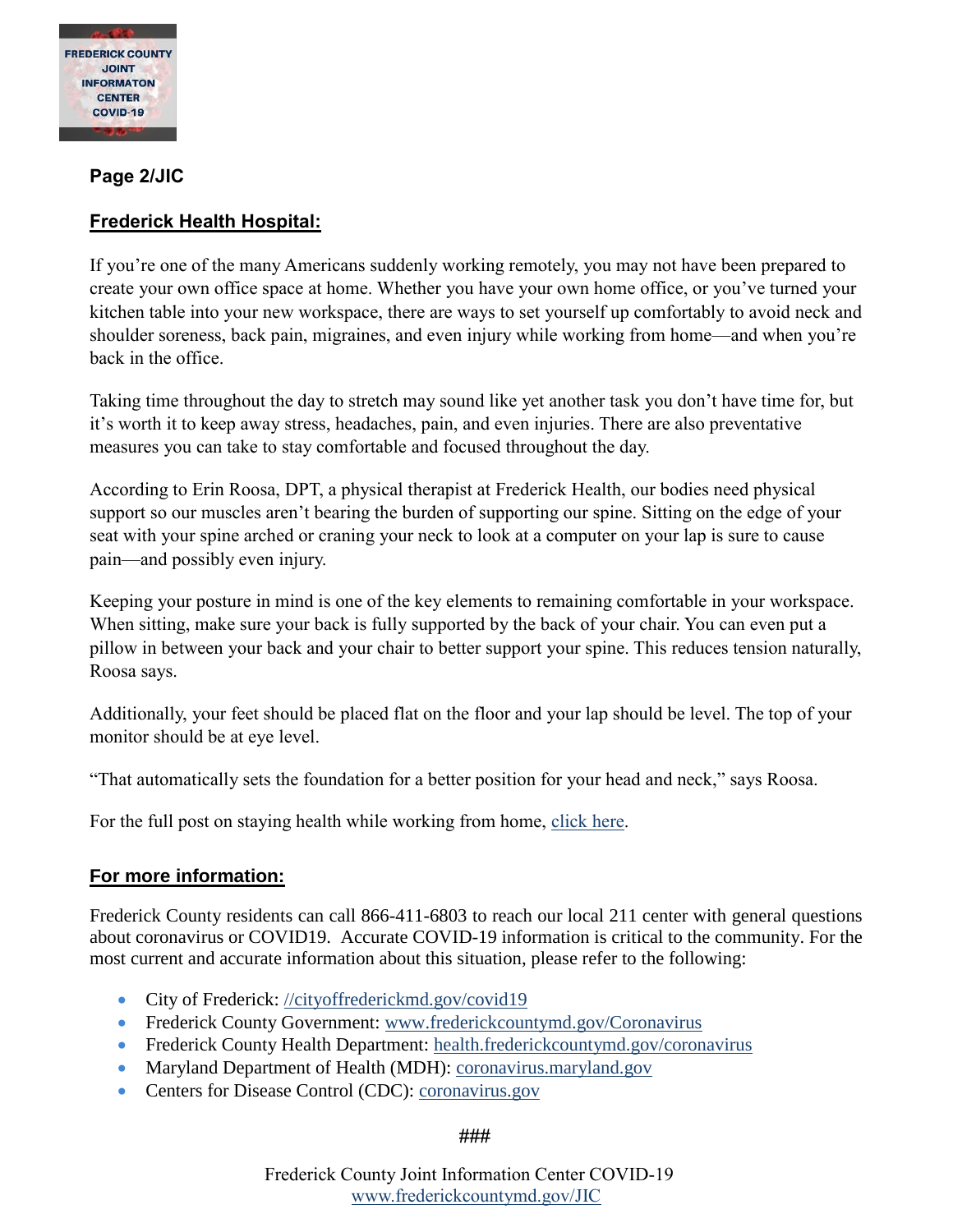## Frederick Health Hospital:

If you're one of the many Americans suddenly working remotely, you may not have been prepared to create your own office space at home. Whether you have your own home office, or you've turned your kitchen table into your new workspace, there are ways to set yourself up comfortably to avoid neck and shoulder soreness, back pain, migraines, and even injury while working from home—and when you're back in the office.

Taking time throughout the day to stretch may sound like yet another task you don't have time for, but it's worth it to keep away stress, headaches, pain, and even injuries. There are also preventative measures you can take to stay comfortable and focused throughout the day.

According to Erin Roosa, DPT, a physical therapist at Frederick Health, our bodies need physical support so our muscles aren't bearing the burden of supporting our spine. Sitting on the edge of your seat with your spine arched or craning your neck to look at a computer on your lap is sure to cause pain—and possibly even injury.

Keeping your posture in mind is one of the key elements to remaining comfortable in your workspace. When sitting, make sure your back is fully supported by the back of your chair. You can even put a pillow in between your back and your chair to better support your spine. This reduces tension naturally, Roosa says.

Additionally, your feet should be placed flat on the floor and your lap should be level. The top of your monitor should be at eye level.

"That automatically sets the foundation for a better position for your head and neck," says Roosa.

For the full post on staying health while working from home, click here.

## For more information:

Frederick County residents can call 866-411-6803 to reach our local 211 center with general questions about coronavirus or COVID19. Accurate COVID-19 information is critical to the community. For the most current and accurate information about this situation, please refer to the following:

- City of Frederick: //cityoffrederickmd.gov/covid19
- Frederick County Government: www.frederickcountymd.gov/Coronavirus
- Frederick County Health Department: health.frederickcountymd.gov/coronavirus
- Maryland Department of Health (MDH): coronavirus.maryland.gov
- Centers for Disease Control (CDC): coronavirus.gov

###

Frederick County Joint Information Center COVID-19
www.frederickcountymd.gov/JIC